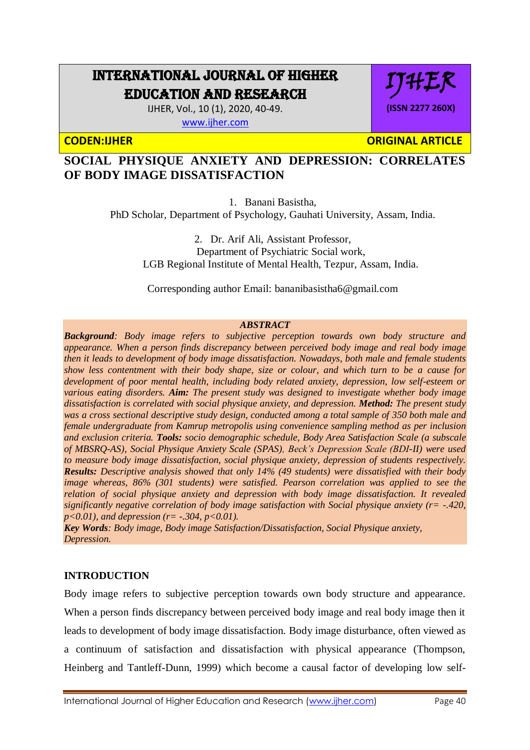# SOCIAL PHYSIQUE ANXIETY AND DEPRESSION: CORRELATES OF BODY IMAGE DISSATISFACTION

1. Banani Basistha,
PhD Scholar, Department of Psychology, Gauhati University, Assam, India.

2. Dr. Arif Ali, Assistant Professor,
Department of Psychiatric Social work,
LGB Regional Institute of Mental Health, Tezpur, Assam, India.

Corresponding author Email: bananibasistha6@gmail.com

## ABSTRACT

***Background**: Body image refers to subjective perception towards own body structure and appearance. When a person finds discrepancy between perceived body image and real body image then it leads to development of body image dissatisfaction. Nowadays, both male and female students show less contentment with their body shape, size or colour, and which turn to be a cause for development of poor mental health, including body related anxiety, depression, low self-esteem or various eating disorders.* ***Aim:*** *The present study was designed to investigate whether body image dissatisfaction is correlated with social physique anxiety, and depression.* ***Method:*** *The present study was a cross sectional descriptive study design, conducted among a total sample of 350 both male and female undergraduate from Kamrup metropolis using convenience sampling method as per inclusion and exclusion criteria.* ***Tools:*** *socio demographic schedule, Body Area Satisfaction Scale (a subscale of MBSRQ-AS), Social Physique Anxiety Scale (SPAS), Beck's Depression Scale (BDI-II) were used to measure body image dissatisfaction, social physique anxiety, depression of students respectively.* ***Results:*** *Descriptive analysis showed that only 14% (49 students) were dissatisfied with their body image whereas, 86% (301 students) were satisfied. Pearson correlation was applied to see the relation of social physique anxiety and depression with body image dissatisfaction. It revealed significantly negative correlation of body image satisfaction with Social physique anxiety ($r = -.420$, $p<0.01$), and depression ($r = -.304$, $p<0.01$).*

***Key Words**: Body image, Body image Satisfaction/Dissatisfaction, Social Physique anxiety, Depression.*

## INTRODUCTION

Body image refers to subjective perception towards own body structure and appearance. When a person finds discrepancy between perceived body image and real body image then it leads to development of body image dissatisfaction. Body image disturbance, often viewed as a continuum of satisfaction and dissatisfaction with physical appearance (Thompson, Heinberg and Tantleff-Dunn, 1999) which become a causal factor of developing low self-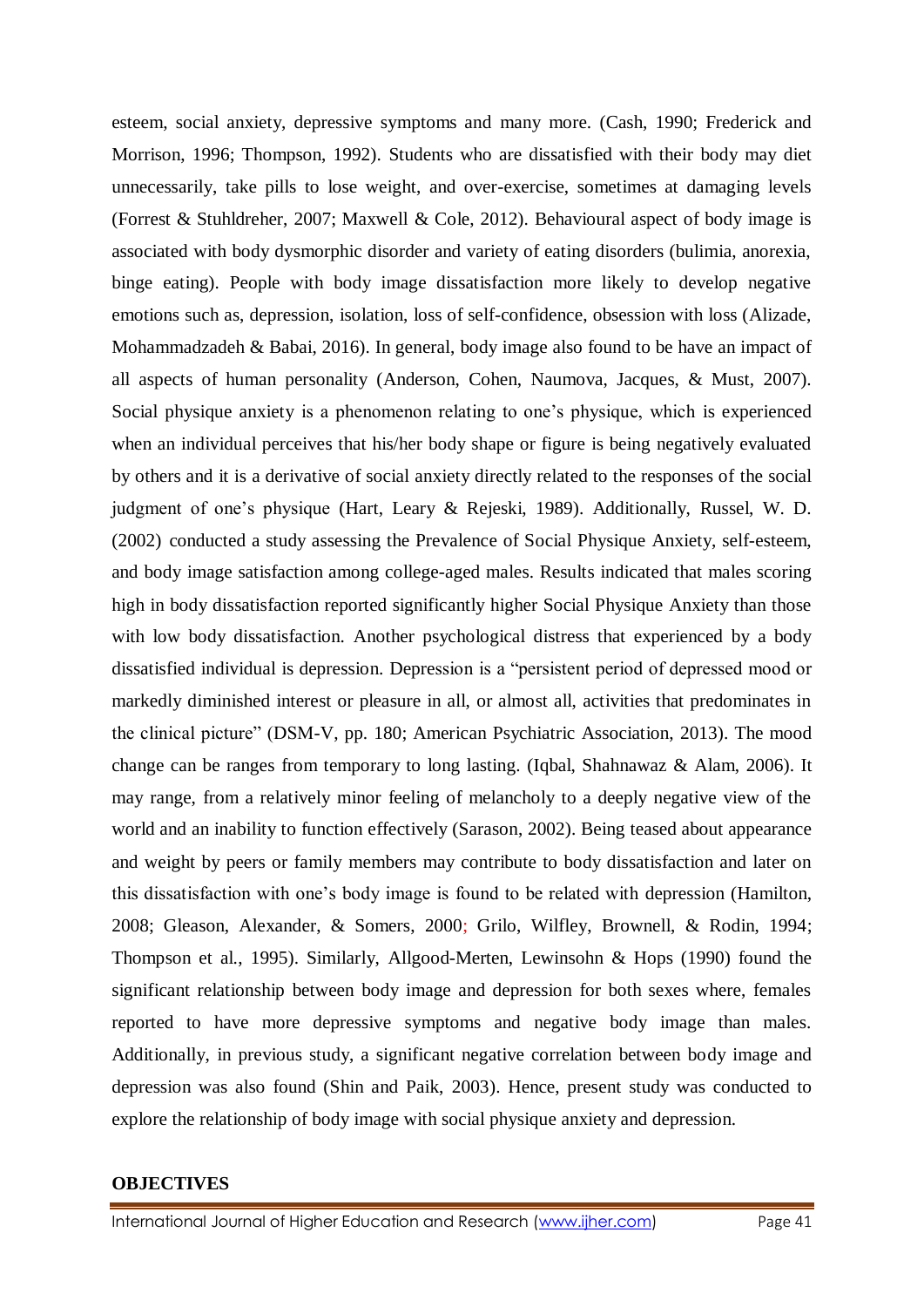esteem, social anxiety, depressive symptoms and many more. (Cash, 1990; Frederick and Morrison, 1996; Thompson, 1992). Students who are dissatisfied with their body may diet unnecessarily, take pills to lose weight, and over-exercise, sometimes at damaging levels (Forrest & Stuhldreher, 2007; Maxwell & Cole, 2012). Behavioural aspect of body image is associated with body dysmorphic disorder and variety of eating disorders (bulimia, anorexia, binge eating). People with body image dissatisfaction more likely to develop negative emotions such as, depression, isolation, loss of self-confidence, obsession with loss (Alizade, Mohammadzadeh & Babai, 2016). In general, body image also found to be have an impact of all aspects of human personality (Anderson, Cohen, Naumova, Jacques, & Must, 2007). Social physique anxiety is a phenomenon relating to one's physique, which is experienced when an individual perceives that his/her body shape or figure is being negatively evaluated by others and it is a derivative of social anxiety directly related to the responses of the social judgment of one's physique (Hart, Leary & Rejeski, 1989). Additionally, Russel, W. D. (2002) conducted a study assessing the Prevalence of Social Physique Anxiety, self-esteem, and body image satisfaction among college-aged males. Results indicated that males scoring high in body dissatisfaction reported significantly higher Social Physique Anxiety than those with low body dissatisfaction. Another psychological distress that experienced by a body dissatisfied individual is depression. Depression is a "persistent period of depressed mood or markedly diminished interest or pleasure in all, or almost all, activities that predominates in the clinical picture" (DSM-V, pp. 180; American Psychiatric Association, 2013). The mood change can be ranges from temporary to long lasting. (Iqbal, Shahnawaz & Alam, 2006). It may range, from a relatively minor feeling of melancholy to a deeply negative view of the world and an inability to function effectively (Sarason, 2002). Being teased about appearance and weight by peers or family members may contribute to body dissatisfaction and later on this dissatisfaction with one's body image is found to be related with depression (Hamilton, 2008; Gleason, Alexander, & Somers, 2000; Grilo, Wilfley, Brownell, & Rodin, 1994; Thompson et al., 1995). Similarly, Allgood-Merten, Lewinsohn & Hops (1990) found the significant relationship between body image and depression for both sexes where, females reported to have more depressive symptoms and negative body image than males. Additionally, in previous study, a significant negative correlation between body image and depression was also found (Shin and Paik, 2003). Hence, present study was conducted to explore the relationship of body image with social physique anxiety and depression.

## OBJECTIVES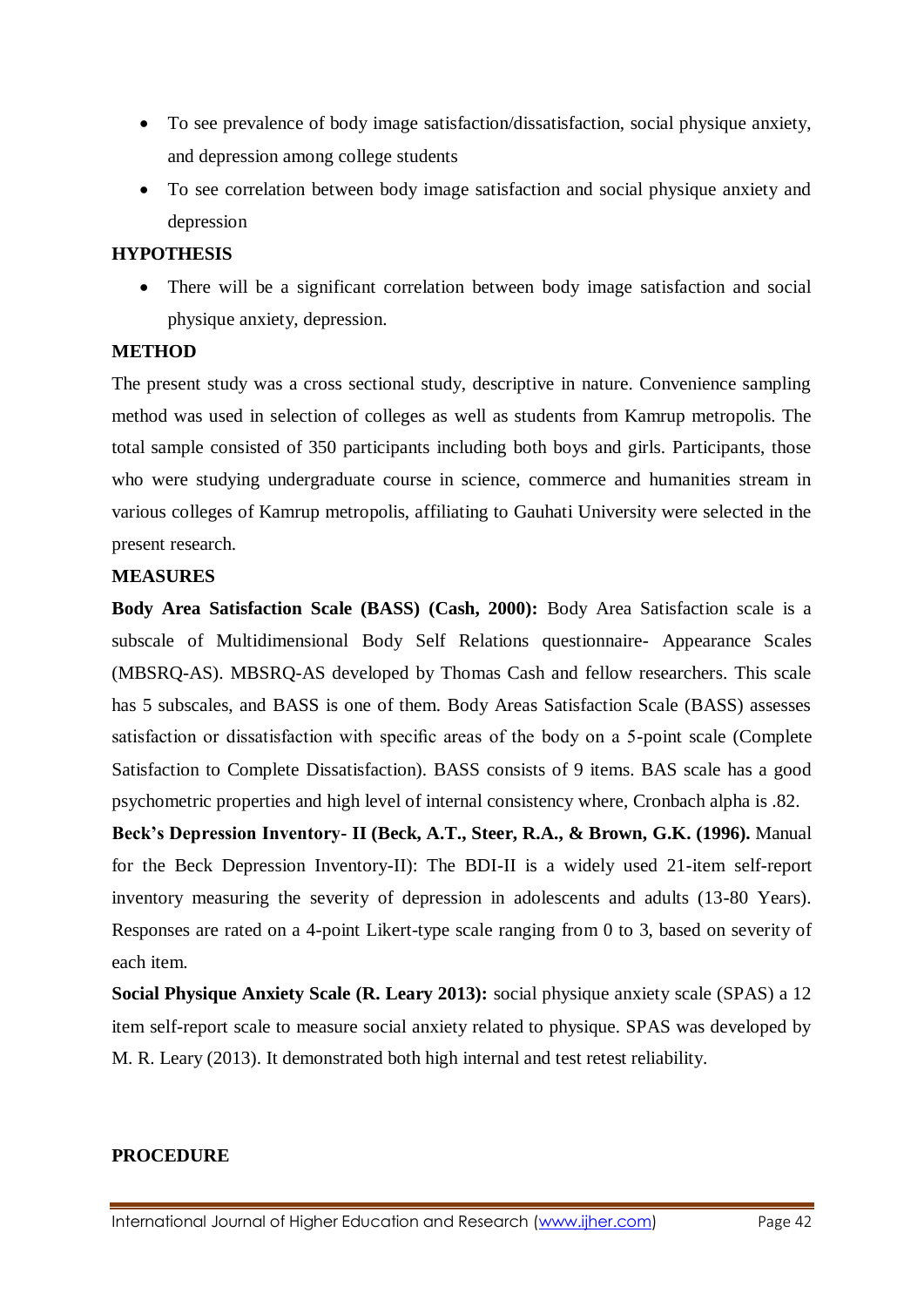- To see prevalence of body image satisfaction/dissatisfaction, social physique anxiety, and depression among college students
- To see correlation between body image satisfaction and social physique anxiety and depression

## HYPOTHESIS

- There will be a significant correlation between body image satisfaction and social physique anxiety, depression.

## METHOD

The present study was a cross sectional study, descriptive in nature. Convenience sampling method was used in selection of colleges as well as students from Kamrup metropolis. The total sample consisted of 350 participants including both boys and girls. Participants, those who were studying undergraduate course in science, commerce and humanities stream in various colleges of Kamrup metropolis, affiliating to Gauhati University were selected in the present research.

## MEASURES

**Body Area Satisfaction Scale (BASS) (Cash, 2000):** Body Area Satisfaction scale is a subscale of Multidimensional Body Self Relations questionnaire- Appearance Scales (MBSRQ-AS). MBSRQ-AS developed by Thomas Cash and fellow researchers. This scale has 5 subscales, and BASS is one of them. Body Areas Satisfaction Scale (BASS) assesses satisfaction or dissatisfaction with specific areas of the body on a 5-point scale (Complete Satisfaction to Complete Dissatisfaction). BASS consists of 9 items. BAS scale has a good psychometric properties and high level of internal consistency where, Cronbach alpha is .82.

**Beck's Depression Inventory- II (Beck, A.T., Steer, R.A., & Brown, G.K. (1996).** Manual for the Beck Depression Inventory-II): The BDI-II is a widely used 21-item self-report inventory measuring the severity of depression in adolescents and adults (13-80 Years). Responses are rated on a 4-point Likert-type scale ranging from 0 to 3, based on severity of each item.

**Social Physique Anxiety Scale (R. Leary 2013):** social physique anxiety scale (SPAS) a 12 item self-report scale to measure social anxiety related to physique. SPAS was developed by M. R. Leary (2013). It demonstrated both high internal and test retest reliability.

## PROCEDURE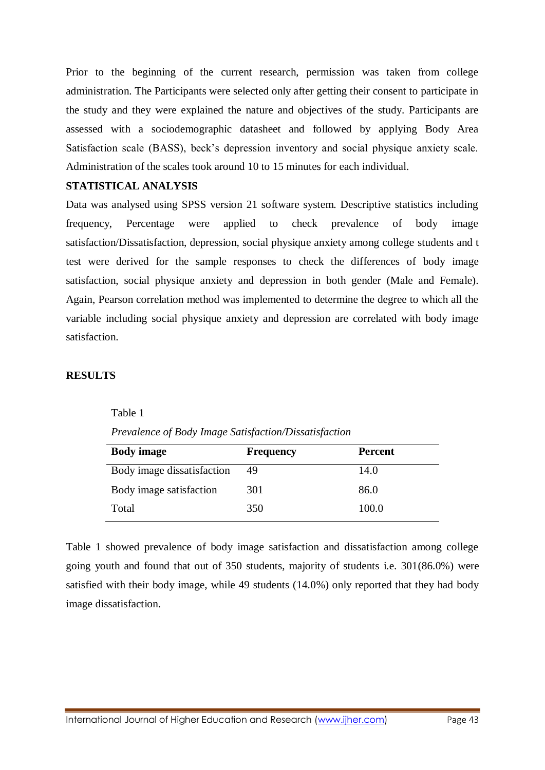Prior to the beginning of the current research, permission was taken from college administration. The Participants were selected only after getting their consent to participate in the study and they were explained the nature and objectives of the study. Participants are assessed with a sociodemographic datasheet and followed by applying Body Area Satisfaction scale (BASS), beck's depression inventory and social physique anxiety scale. Administration of the scales took around 10 to 15 minutes for each individual.

## STATISTICAL ANALYSIS

Data was analysed using SPSS version 21 software system. Descriptive statistics including frequency, Percentage were applied to check prevalence of body image satisfaction/Dissatisfaction, depression, social physique anxiety among college students and t test were derived for the sample responses to check the differences of body image satisfaction, social physique anxiety and depression in both gender (Male and Female). Again, Pearson correlation method was implemented to determine the degree to which all the variable including social physique anxiety and depression are correlated with body image satisfaction.

## RESULTS

Table 1

*Prevalence of Body Image Satisfaction/Dissatisfaction*

| **Body image** | **Frequency** | **Percent** |
|---|---|---|
| Body image dissatisfaction | 49 | 14.0 |
| Body image satisfaction | 301 | 86.0 |
| Total | 350 | 100.0 |

Table 1 showed prevalence of body image satisfaction and dissatisfaction among college going youth and found that out of 350 students, majority of students i.e. 301(86.0%) were satisfied with their body image, while 49 students (14.0%) only reported that they had body image dissatisfaction.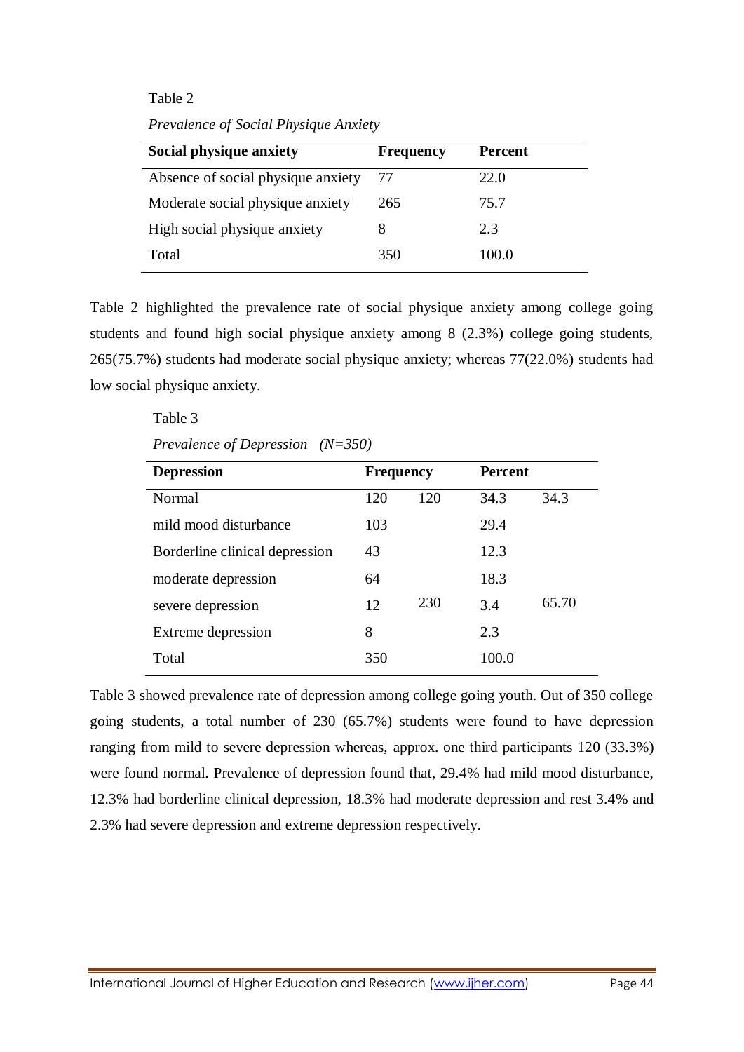Table 2

*Prevalence of Social Physique Anxiety*

| Social physique anxiety | Frequency | Percent |
|---|---|---|
| Absence of social physique anxiety | 77 | 22.0 |
| Moderate social physique anxiety | 265 | 75.7 |
| High social physique anxiety | 8 | 2.3 |
| Total | 350 | 100.0 |

Table 2 highlighted the prevalence rate of social physique anxiety among college going students and found high social physique anxiety among 8 (2.3%) college going students, 265(75.7%) students had moderate social physique anxiety; whereas 77(22.0%) students had low social physique anxiety.

Table 3

*Prevalence of Depression (N=350)*

| Depression | Frequency | | Percent | |
|---|---|---|---|---|
| Normal | 120 | 120 | 34.3 | 34.3 |
| mild mood disturbance | 103 | | 29.4 | |
| Borderline clinical depression | 43 | | 12.3 | |
| moderate depression | 64 | | 18.3 | |
| severe depression | 12 | 230 | 3.4 | 65.70 |
| Extreme depression | 8 | | 2.3 | |
| Total | 350 | | 100.0 | |

Table 3 showed prevalence rate of depression among college going youth. Out of 350 college going students, a total number of 230 (65.7%) students were found to have depression ranging from mild to severe depression whereas, approx. one third participants 120 (33.3%) were found normal. Prevalence of depression found that, 29.4% had mild mood disturbance, 12.3% had borderline clinical depression, 18.3% had moderate depression and rest 3.4% and 2.3% had severe depression and extreme depression respectively.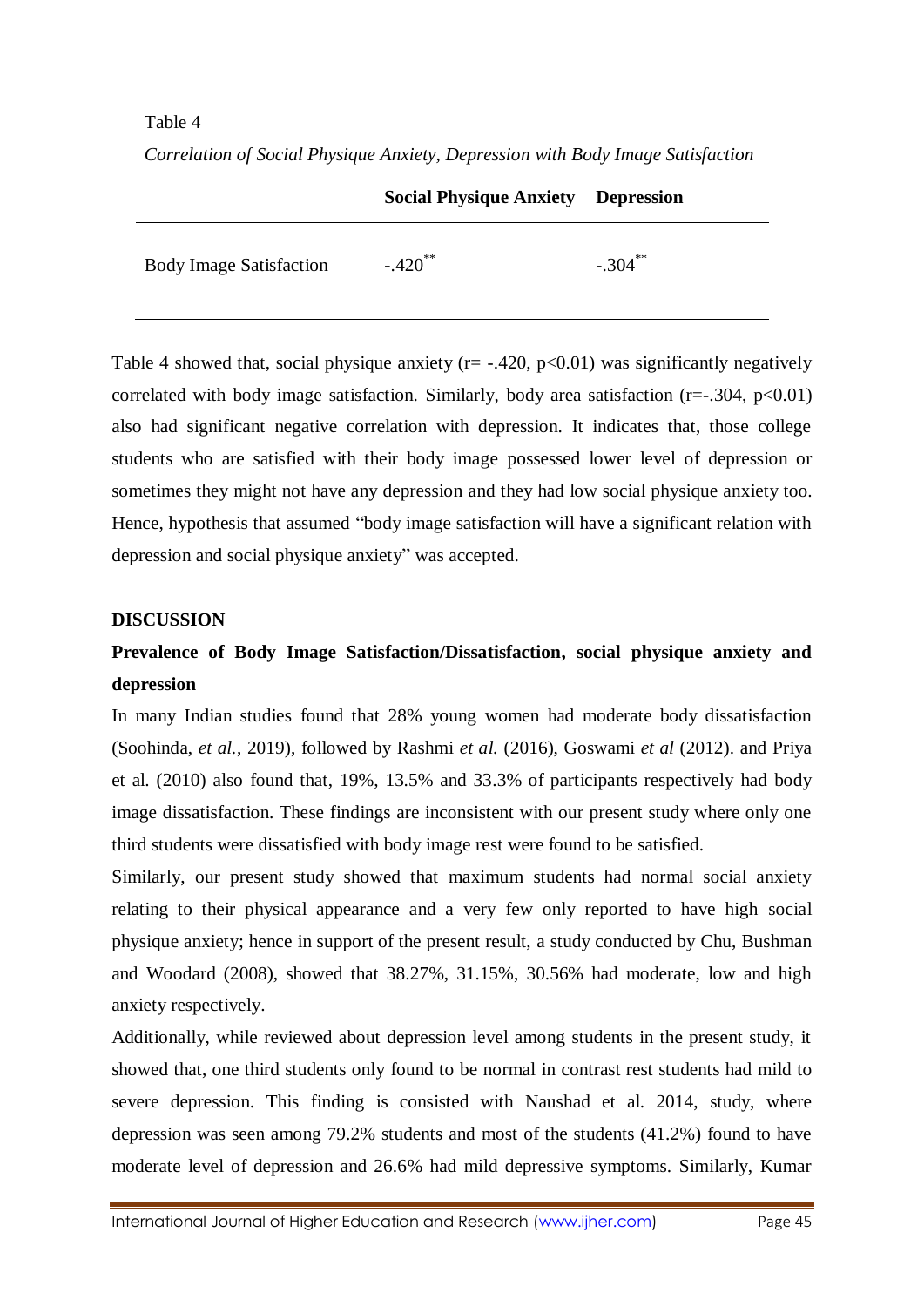Table 4

*Correlation of Social Physique Anxiety, Depression with Body Image Satisfaction*

| | **Social Physique Anxiety** | **Depression** |
|---|---|---|
| Body Image Satisfaction | -.420** | -.304** |

Table 4 showed that, social physique anxiety ($r = -.420$, $p<0.01$) was significantly negatively correlated with body image satisfaction. Similarly, body area satisfaction ($r=-.304$, $p<0.01$) also had significant negative correlation with depression. It indicates that, those college students who are satisfied with their body image possessed lower level of depression or sometimes they might not have any depression and they had low social physique anxiety too. Hence, hypothesis that assumed "body image satisfaction will have a significant relation with depression and social physique anxiety" was accepted.

## DISCUSSION

### Prevalence of Body Image Satisfaction/Dissatisfaction, social physique anxiety and depression

In many Indian studies found that 28% young women had moderate body dissatisfaction (Soohinda, *et al.*, 2019), followed by Rashmi *et al.* (2016), Goswami *et al* (2012). and Priya et al. (2010) also found that, 19%, 13.5% and 33.3% of participants respectively had body image dissatisfaction. These findings are inconsistent with our present study where only one third students were dissatisfied with body image rest were found to be satisfied.

Similarly, our present study showed that maximum students had normal social anxiety relating to their physical appearance and a very few only reported to have high social physique anxiety; hence in support of the present result, a study conducted by Chu, Bushman and Woodard (2008), showed that 38.27%, 31.15%, 30.56% had moderate, low and high anxiety respectively.

Additionally, while reviewed about depression level among students in the present study, it showed that, one third students only found to be normal in contrast rest students had mild to severe depression. This finding is consisted with Naushad et al. 2014, study, where depression was seen among 79.2% students and most of the students (41.2%) found to have moderate level of depression and 26.6% had mild depressive symptoms. Similarly, Kumar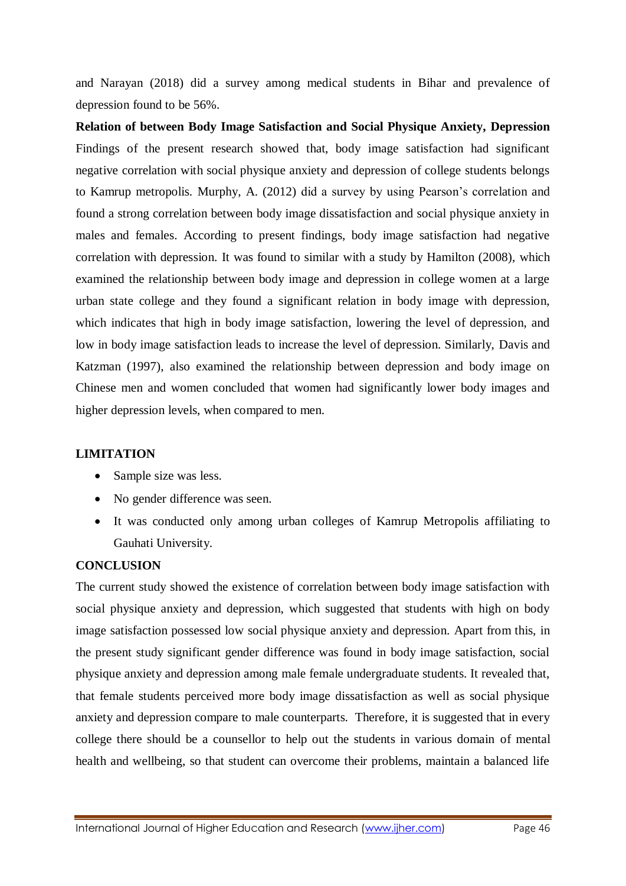and Narayan (2018) did a survey among medical students in Bihar and prevalence of depression found to be 56%.

**Relation of between Body Image Satisfaction and Social Physique Anxiety, Depression**

Findings of the present research showed that, body image satisfaction had significant negative correlation with social physique anxiety and depression of college students belongs to Kamrup metropolis. Murphy, A. (2012) did a survey by using Pearson's correlation and found a strong correlation between body image dissatisfaction and social physique anxiety in males and females. According to present findings, body image satisfaction had negative correlation with depression. It was found to similar with a study by Hamilton (2008), which examined the relationship between body image and depression in college women at a large urban state college and they found a significant relation in body image with depression, which indicates that high in body image satisfaction, lowering the level of depression, and low in body image satisfaction leads to increase the level of depression. Similarly, Davis and Katzman (1997), also examined the relationship between depression and body image on Chinese men and women concluded that women had significantly lower body images and higher depression levels, when compared to men.

## LIMITATION

- Sample size was less.
- No gender difference was seen.
- It was conducted only among urban colleges of Kamrup Metropolis affiliating to Gauhati University.

## CONCLUSION

The current study showed the existence of correlation between body image satisfaction with social physique anxiety and depression, which suggested that students with high on body image satisfaction possessed low social physique anxiety and depression. Apart from this, in the present study significant gender difference was found in body image satisfaction, social physique anxiety and depression among male female undergraduate students. It revealed that, that female students perceived more body image dissatisfaction as well as social physique anxiety and depression compare to male counterparts. Therefore, it is suggested that in every college there should be a counsellor to help out the students in various domain of mental health and wellbeing, so that student can overcome their problems, maintain a balanced life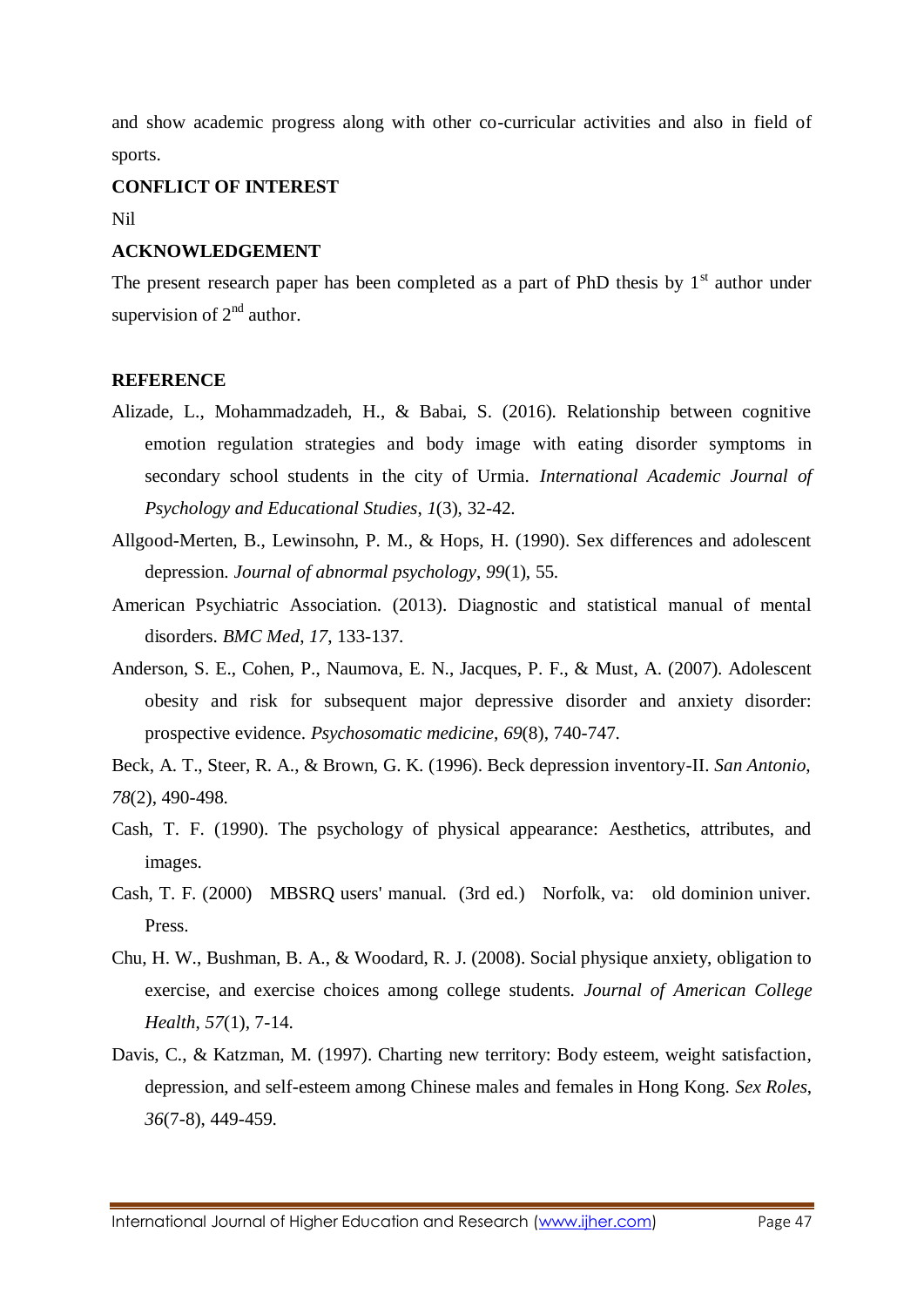and show academic progress along with other co-curricular activities and also in field of sports.

**CONFLICT OF INTEREST**

Nil

**ACKNOWLEDGEMENT**

The present research paper has been completed as a part of PhD thesis by 1st author under supervision of 2nd author.

**REFERENCE**

Alizade, L., Mohammadzadeh, H., & Babai, S. (2016). Relationship between cognitive emotion regulation strategies and body image with eating disorder symptoms in secondary school students in the city of Urmia. *International Academic Journal of Psychology and Educational Studies*, *1*(3), 32-42.

Allgood-Merten, B., Lewinsohn, P. M., & Hops, H. (1990). Sex differences and adolescent depression. *Journal of abnormal psychology*, *99*(1), 55.

American Psychiatric Association. (2013). Diagnostic and statistical manual of mental disorders. *BMC Med*, *17*, 133-137.

Anderson, S. E., Cohen, P., Naumova, E. N., Jacques, P. F., & Must, A. (2007). Adolescent obesity and risk for subsequent major depressive disorder and anxiety disorder: prospective evidence. *Psychosomatic medicine*, *69*(8), 740-747.

Beck, A. T., Steer, R. A., & Brown, G. K. (1996). Beck depression inventory-II. *San Antonio*, *78*(2), 490-498.

Cash, T. F. (1990). The psychology of physical appearance: Aesthetics, attributes, and images.

Cash, T. F. (2000) MBSRQ users' manual. (3rd ed.) Norfolk, va: old dominion univer. Press.

Chu, H. W., Bushman, B. A., & Woodard, R. J. (2008). Social physique anxiety, obligation to exercise, and exercise choices among college students. *Journal of American College Health*, *57*(1), 7-14.

Davis, C., & Katzman, M. (1997). Charting new territory: Body esteem, weight satisfaction, depression, and self-esteem among Chinese males and females in Hong Kong. *Sex Roles*, *36*(7-8), 449-459.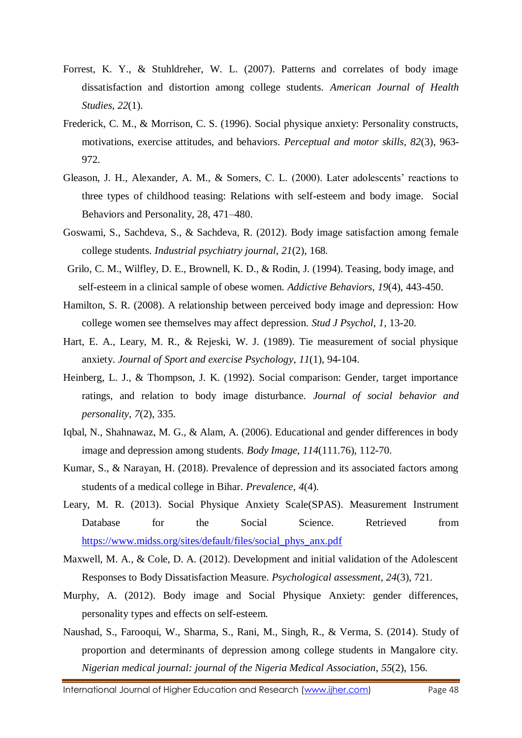Forrest, K. Y., & Stuhldreher, W. L. (2007). Patterns and correlates of body image dissatisfaction and distortion among college students. *American Journal of Health Studies*, *22*(1).

Frederick, C. M., & Morrison, C. S. (1996). Social physique anxiety: Personality constructs, motivations, exercise attitudes, and behaviors. *Perceptual and motor skills*, *82*(3), 963-972.

Gleason, J. H., Alexander, A. M., & Somers, C. L. (2000). Later adolescents' reactions to three types of childhood teasing: Relations with self-esteem and body image. Social Behaviors and Personality, 28, 471–480.

Goswami, S., Sachdeva, S., & Sachdeva, R. (2012). Body image satisfaction among female college students. *Industrial psychiatry journal*, *21*(2), 168.

Grilo, C. M., Wilfley, D. E., Brownell, K. D., & Rodin, J. (1994). Teasing, body image, and self-esteem in a clinical sample of obese women. *Addictive Behaviors*, *19*(4), 443-450.

Hamilton, S. R. (2008). A relationship between perceived body image and depression: How college women see themselves may affect depression. *Stud J Psychol*, *1*, 13-20.

Hart, E. A., Leary, M. R., & Rejeski, W. J. (1989). Tie measurement of social physique anxiety. *Journal of Sport and exercise Psychology*, *11*(1), 94-104.

Heinberg, L. J., & Thompson, J. K. (1992). Social comparison: Gender, target importance ratings, and relation to body image disturbance. *Journal of social behavior and personality*, *7*(2), 335.

Iqbal, N., Shahnawaz, M. G., & Alam, A. (2006). Educational and gender differences in body image and depression among students. *Body Image*, *114*(111.76), 112-70.

Kumar, S., & Narayan, H. (2018). Prevalence of depression and its associated factors among students of a medical college in Bihar. *Prevalence*, *4*(4).

Leary, M. R. (2013). Social Physique Anxiety Scale(SPAS). Measurement Instrument Database for the Social Science. Retrieved from https://www.midss.org/sites/default/files/social_phys_anx.pdf

Maxwell, M. A., & Cole, D. A. (2012). Development and initial validation of the Adolescent Responses to Body Dissatisfaction Measure. *Psychological assessment*, *24*(3), 721.

Murphy, A. (2012). Body image and Social Physique Anxiety: gender differences, personality types and effects on self-esteem.

Naushad, S., Farooqui, W., Sharma, S., Rani, M., Singh, R., & Verma, S. (2014). Study of proportion and determinants of depression among college students in Mangalore city. *Nigerian medical journal: journal of the Nigeria Medical Association*, *55*(2), 156.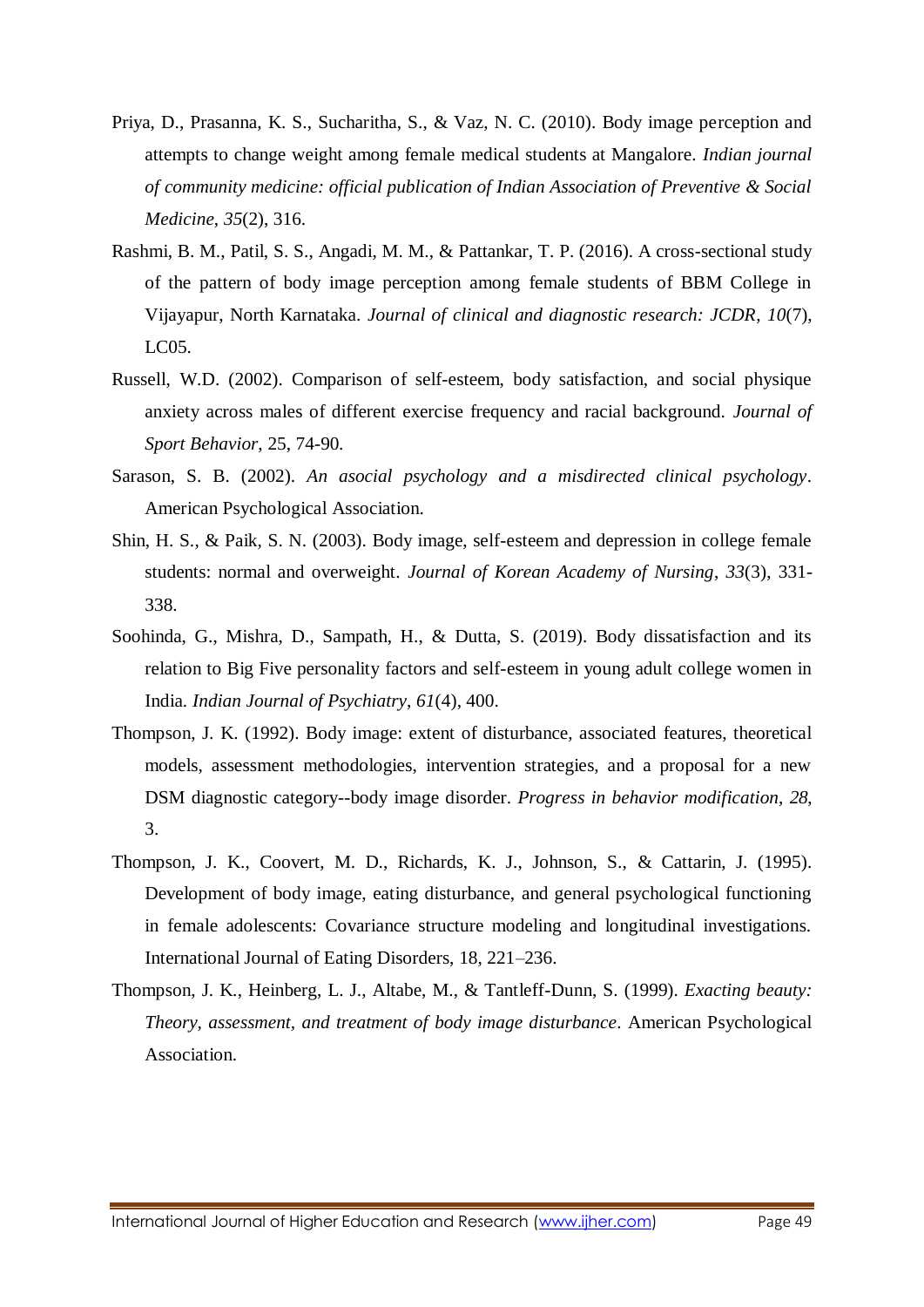Priya, D., Prasanna, K. S., Sucharitha, S., & Vaz, N. C. (2010). Body image perception and attempts to change weight among female medical students at Mangalore. *Indian journal of community medicine: official publication of Indian Association of Preventive & Social Medicine*, *35*(2), 316.

Rashmi, B. M., Patil, S. S., Angadi, M. M., & Pattankar, T. P. (2016). A cross-sectional study of the pattern of body image perception among female students of BBM College in Vijayapur, North Karnataka. *Journal of clinical and diagnostic research: JCDR*, *10*(7), LC05.

Russell, W.D. (2002). Comparison of self-esteem, body satisfaction, and social physique anxiety across males of different exercise frequency and racial background. *Journal of Sport Behavior*, 25, 74-90.

Sarason, S. B. (2002). *An asocial psychology and a misdirected clinical psychology*. American Psychological Association.

Shin, H. S., & Paik, S. N. (2003). Body image, self-esteem and depression in college female students: normal and overweight. *Journal of Korean Academy of Nursing*, *33*(3), 331-338.

Soohinda, G., Mishra, D., Sampath, H., & Dutta, S. (2019). Body dissatisfaction and its relation to Big Five personality factors and self-esteem in young adult college women in India. *Indian Journal of Psychiatry*, *61*(4), 400.

Thompson, J. K. (1992). Body image: extent of disturbance, associated features, theoretical models, assessment methodologies, intervention strategies, and a proposal for a new DSM diagnostic category--body image disorder. *Progress in behavior modification*, *28*, 3.

Thompson, J. K., Coovert, M. D., Richards, K. J., Johnson, S., & Cattarin, J. (1995). Development of body image, eating disturbance, and general psychological functioning in female adolescents: Covariance structure modeling and longitudinal investigations. International Journal of Eating Disorders, 18, 221–236.

Thompson, J. K., Heinberg, L. J., Altabe, M., & Tantleff-Dunn, S. (1999). *Exacting beauty: Theory, assessment, and treatment of body image disturbance*. American Psychological Association.